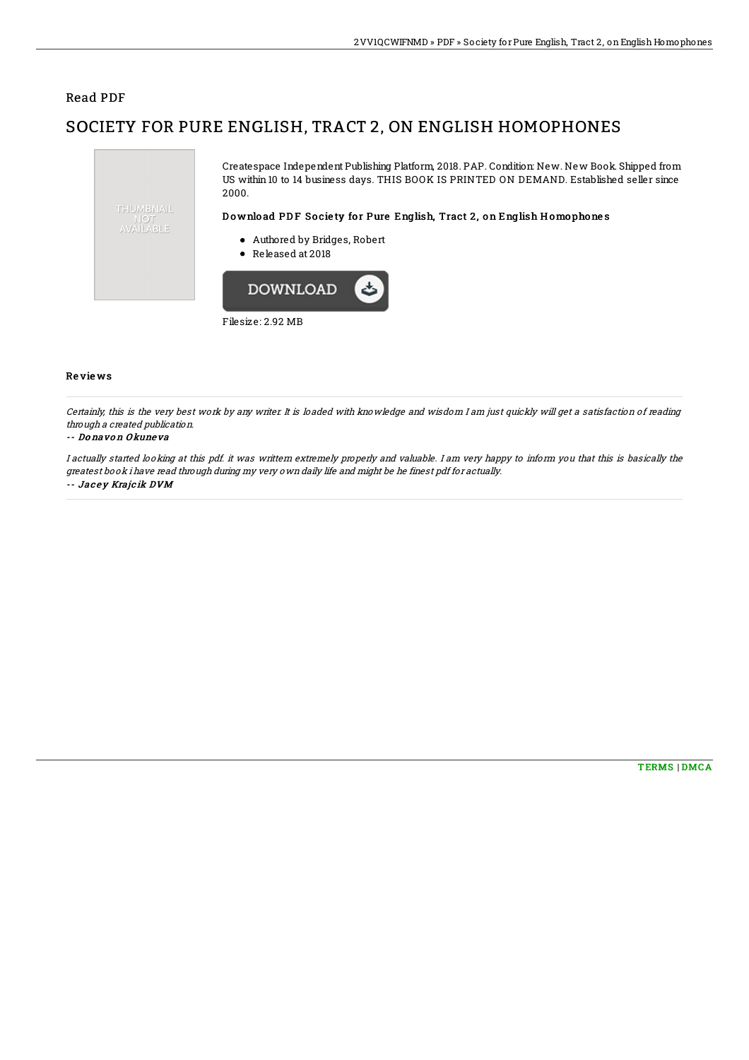## Read PDF

# SOCIETY FOR PURE ENGLISH, TRACT 2, ON ENGLISH HOMOPHONES

THUMBNAIL NOT AVAILABLE

Createspace Independent Publishing Platform, 2018. PAP. Condition: New. New Book. Shipped from US within 10 to 14 business days. THIS BOOK IS PRINTED ON DEMAND. Established seller since 2000.

### Download PDF Society for Pure English, Tract 2, on English Homophones

- Authored by Bridges, Robert
- Released at 2018

DOWNLOAD

Filesize: 2.92 MB

### Reviews

*Certainly, this is the very best work by any writer. It is loaded with knowledge and wisdom I am just quickly will get a satisfaction of reading through a created publication.*

-- *Donavon Okuneva*

*I actually started looking at this pdf. it was writtern extremely properly and valuable. I am very happy to inform you that this is basically the greatest book i have read through during my very own daily life and might be he finest pdf for actually.*

-- *Jacey Krajcik DVM*

TERMS | DMCA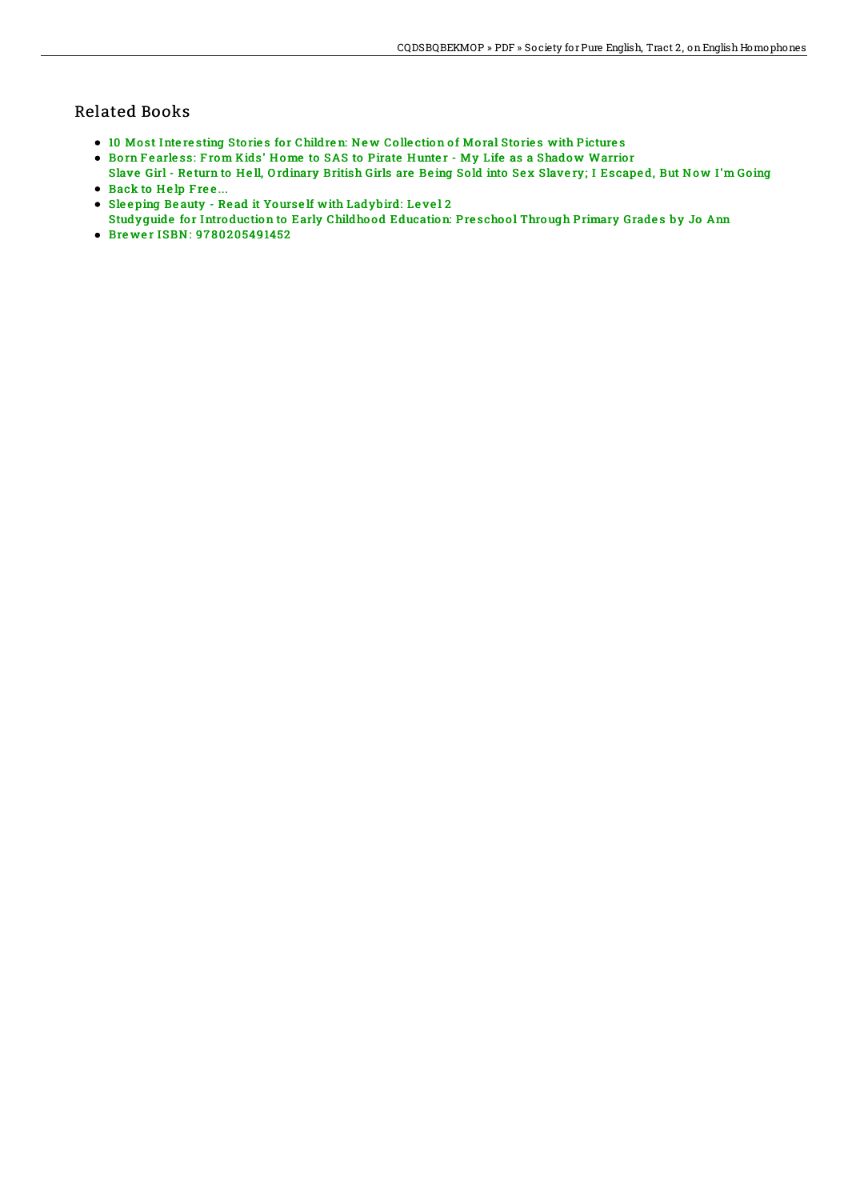## Related Books

- 10 Most Interesting Stories for Children: New Collection of Moral Stories with Pictures
- Born Fearless: From Kids' Home to SAS to Pirate Hunter - My Life as a Shadow Warrior
- Slave Girl - Return to Hell, Ordinary British Girls are Being Sold into Sex Slavery; I Escaped, But Now I'm Going Back to Help Free...
- Sleeping Beauty - Read it Yourself with Ladybird: Level 2
- Studyguide for Introduction to Early Childhood Education: Preschool Through Primary Grades by Jo Ann Brewer ISBN: 9780205491452